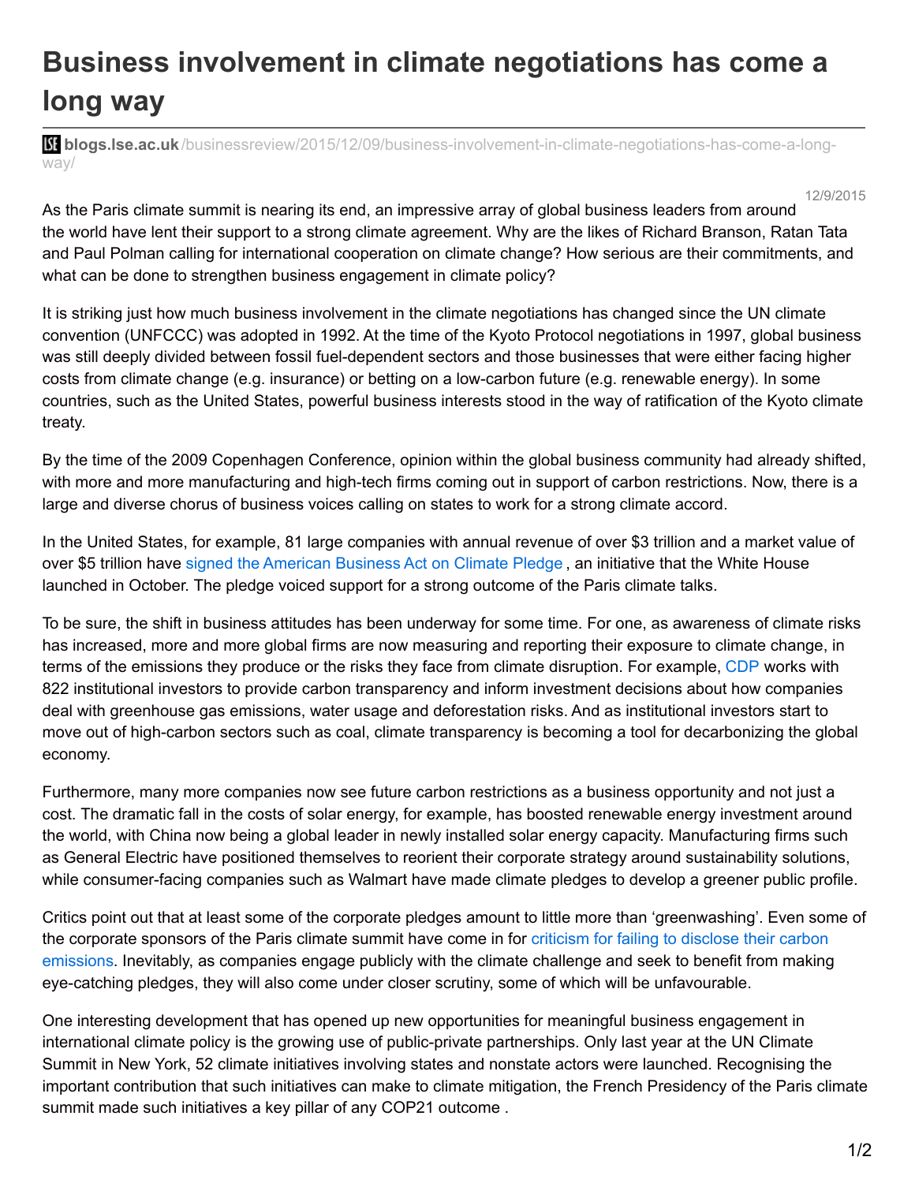# Business involvement in climate negotiations has come a long way

blogs.lse.ac.uk/businessreview/2015/12/09/business-involvement-in-climate-negotiations-has-come-a-long-way/

12/9/2015

As the Paris climate summit is nearing its end, an impressive array of global business leaders from around the world have lent their support to a strong climate agreement. Why are the likes of Richard Branson, Ratan Tata and Paul Polman calling for international cooperation on climate change? How serious are their commitments, and what can be done to strengthen business engagement in climate policy?

It is striking just how much business involvement in the climate negotiations has changed since the UN climate convention (UNFCCC) was adopted in 1992. At the time of the Kyoto Protocol negotiations in 1997, global business was still deeply divided between fossil fuel-dependent sectors and those businesses that were either facing higher costs from climate change (e.g. insurance) or betting on a low-carbon future (e.g. renewable energy). In some countries, such as the United States, powerful business interests stood in the way of ratification of the Kyoto climate treaty.

By the time of the 2009 Copenhagen Conference, opinion within the global business community had already shifted, with more and more manufacturing and high-tech firms coming out in support of carbon restrictions. Now, there is a large and diverse chorus of business voices calling on states to work for a strong climate accord.

In the United States, for example, 81 large companies with annual revenue of over $3 trillion and a market value of over $5 trillion have signed the American Business Act on Climate Pledge , an initiative that the White House launched in October. The pledge voiced support for a strong outcome of the Paris climate talks.

To be sure, the shift in business attitudes has been underway for some time. For one, as awareness of climate risks has increased, more and more global firms are now measuring and reporting their exposure to climate change, in terms of the emissions they produce or the risks they face from climate disruption. For example, CDP works with 822 institutional investors to provide carbon transparency and inform investment decisions about how companies deal with greenhouse gas emissions, water usage and deforestation risks. And as institutional investors start to move out of high-carbon sectors such as coal, climate transparency is becoming a tool for decarbonizing the global economy.

Furthermore, many more companies now see future carbon restrictions as a business opportunity and not just a cost. The dramatic fall in the costs of solar energy, for example, has boosted renewable energy investment around the world, with China now being a global leader in newly installed solar energy capacity. Manufacturing firms such as General Electric have positioned themselves to reorient their corporate strategy around sustainability solutions, while consumer-facing companies such as Walmart have made climate pledges to develop a greener public profile.

Critics point out that at least some of the corporate pledges amount to little more than 'greenwashing'. Even some of the corporate sponsors of the Paris climate summit have come in for criticism for failing to disclose their carbon emissions. Inevitably, as companies engage publicly with the climate challenge and seek to benefit from making eye-catching pledges, they will also come under closer scrutiny, some of which will be unfavourable.

One interesting development that has opened up new opportunities for meaningful business engagement in international climate policy is the growing use of public-private partnerships. Only last year at the UN Climate Summit in New York, 52 climate initiatives involving states and nonstate actors were launched. Recognising the important contribution that such initiatives can make to climate mitigation, the French Presidency of the Paris climate summit made such initiatives a key pillar of any COP21 outcome .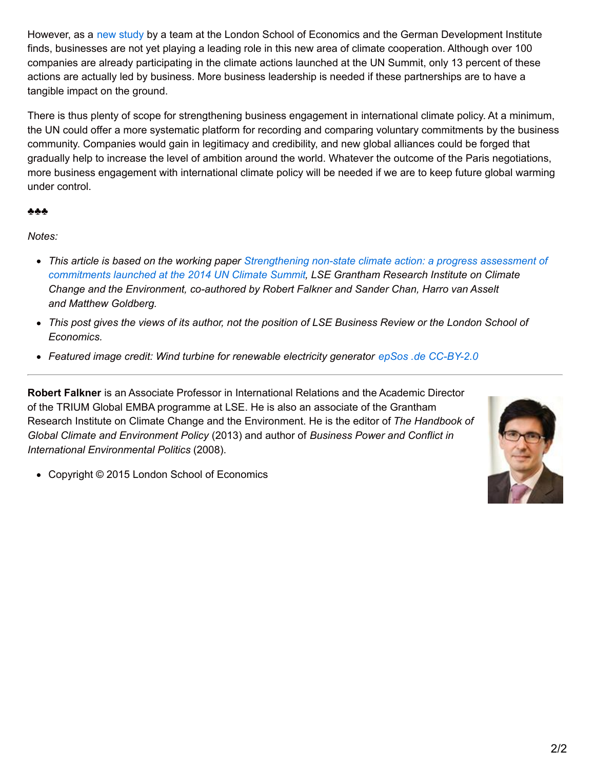However, as a new study by a team at the London School of Economics and the German Development Institute finds, businesses are not yet playing a leading role in this new area of climate cooperation. Although over 100 companies are already participating in the climate actions launched at the UN Summit, only 13 percent of these actions are actually led by business. More business leadership is needed if these partnerships are to have a tangible impact on the ground.

There is thus plenty of scope for strengthening business engagement in international climate policy. At a minimum, the UN could offer a more systematic platform for recording and comparing voluntary commitments by the business community. Companies would gain in legitimacy and credibility, and new global alliances could be forged that gradually help to increase the level of ambition around the world. Whatever the outcome of the Paris negotiations, more business engagement with international climate policy will be needed if we are to keep future global warming under control.

♣♣♣

*Notes:*

- *This article is based on the working paper Strengthening non-state climate action: a progress assessment of commitments launched at the 2014 UN Climate Summit, LSE Grantham Research Institute on Climate Change and the Environment, co-authored by Robert Falkner and Sander Chan, Harro van Asselt and Matthew Goldberg.*
- *This post gives the views of its author, not the position of LSE Business Review or the London School of Economics.*
- *Featured image credit: Wind turbine for renewable electricity generator epSos .de CC-BY-2.0*

---

**Robert Falkner** is an Associate Professor in International Relations and the Academic Director of the TRIUM Global EMBA programme at LSE. He is also an associate of the Grantham Research Institute on Climate Change and the Environment. He is the editor of *The Handbook of Global Climate and Environment Policy* (2013) and author of *Business Power and Conflict in International Environmental Politics* (2008).

- Copyright © 2015 London School of Economics